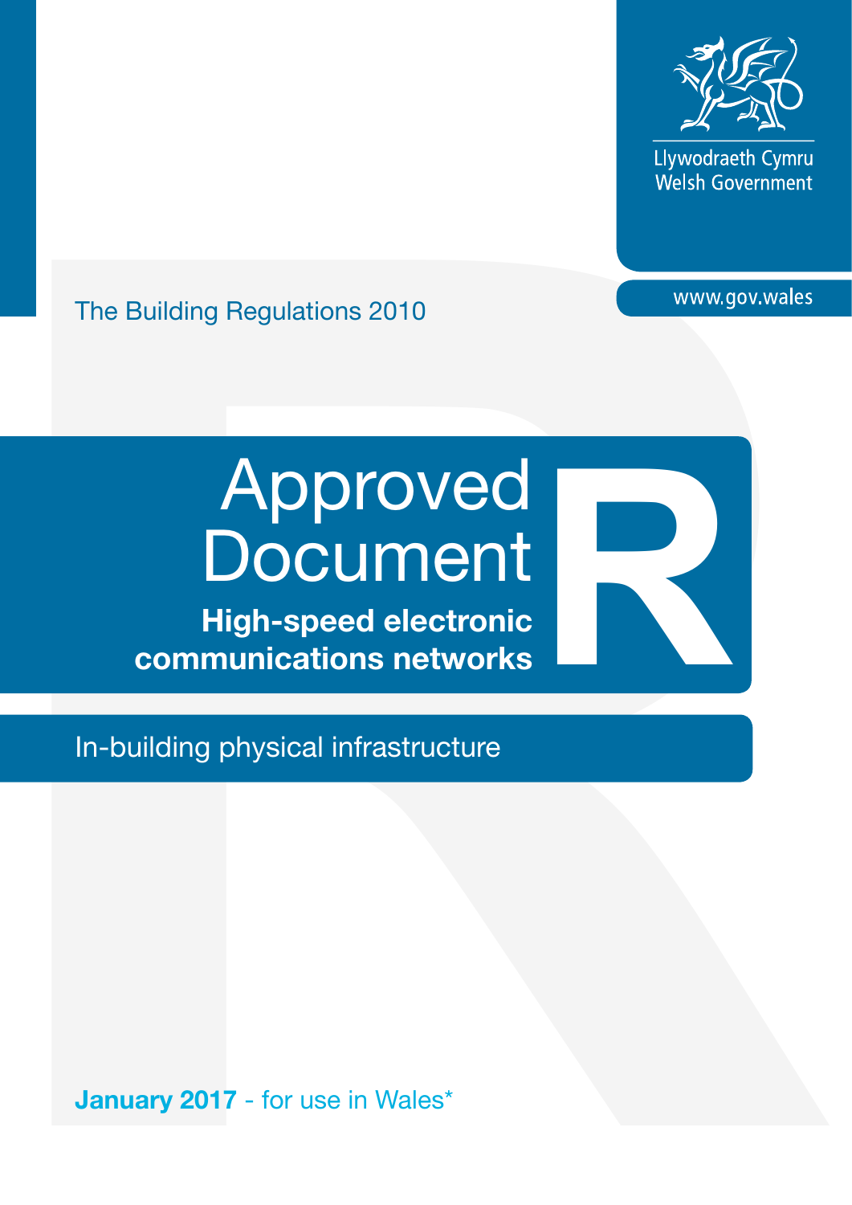Llywodraeth Cymru
Welsh Government

www.gov.wales

The Building Regulations 2010

# Approved Document R

## High-speed electronic communications networks

In-building physical infrastructure

**January 2017** - for use in Wales*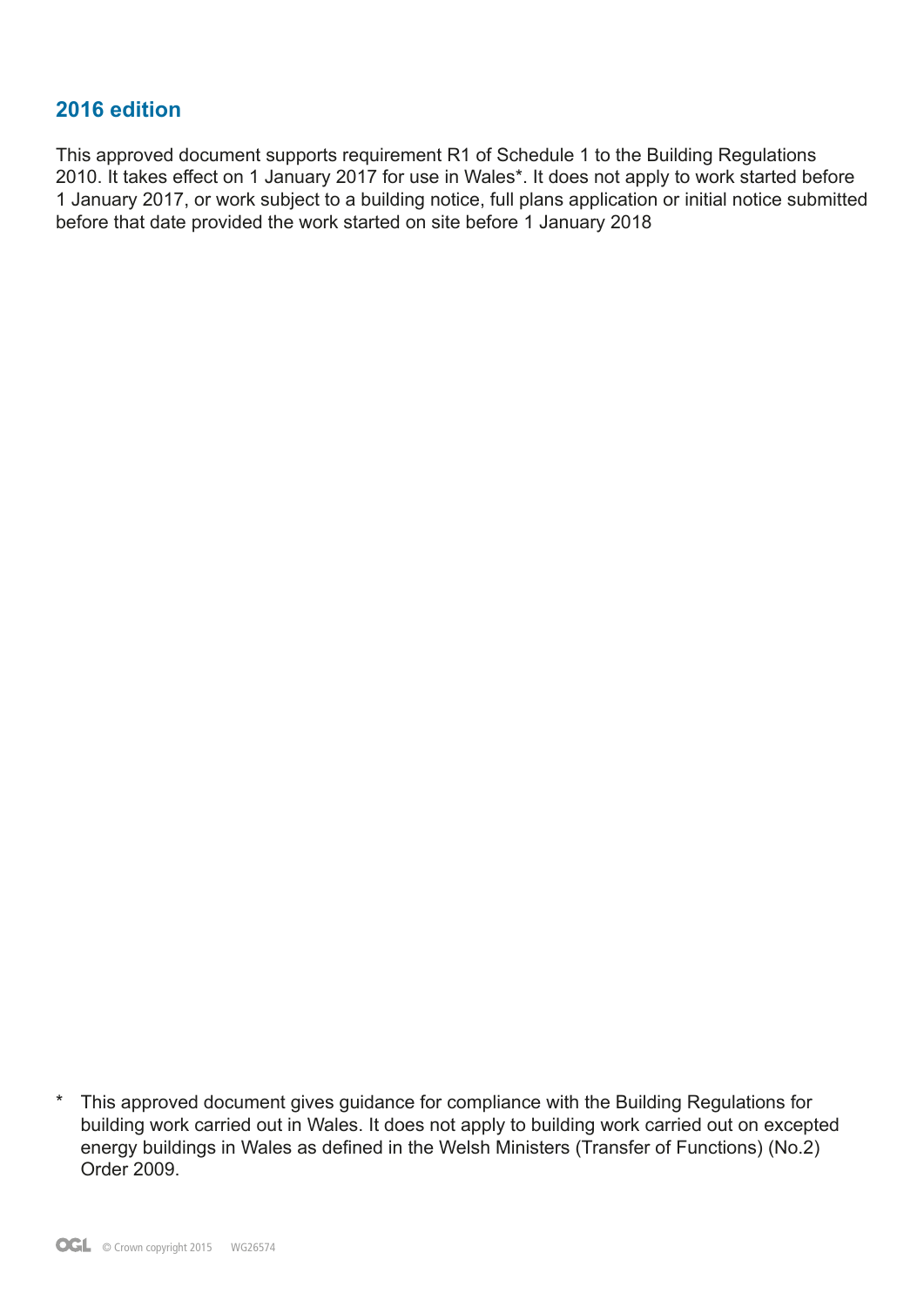## 2016 edition

This approved document supports requirement R1 of Schedule 1 to the Building Regulations 2010. It takes effect on 1 January 2017 for use in Wales*. It does not apply to work started before 1 January 2017, or work subject to a building notice, full plans application or initial notice submitted before that date provided the work started on site before 1 January 2018

\* This approved document gives guidance for compliance with the Building Regulations for building work carried out in Wales. It does not apply to building work carried out on excepted energy buildings in Wales as defined in the Welsh Ministers (Transfer of Functions) (No.2) Order 2009.

© Crown copyright 2015 WG26574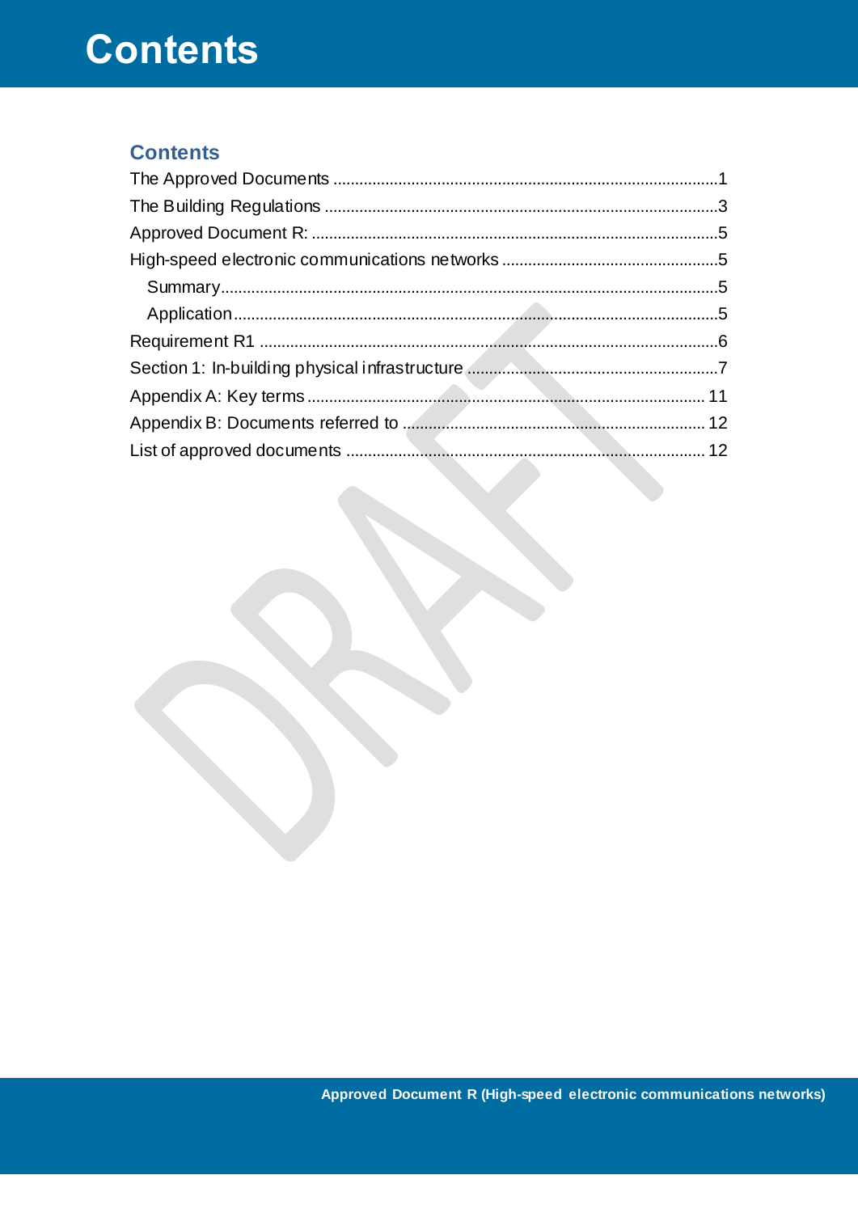# Contents

## Contents

The Approved Documents ........................................................................................1
The Building Regulations .........................................................................................3
Approved Document R: ............................................................................................5
High-speed electronic communications networks .................................................5
  Summary.................................................................................................................5
  Application..............................................................................................................5
Requirement R1 ........................................................................................................6
Section 1: In-building physical infrastructure .........................................................7
Appendix A: Key terms .......................................................................................... 11
Appendix B: Documents referred to ..................................................................... 12
List of approved documents .................................................................................. 12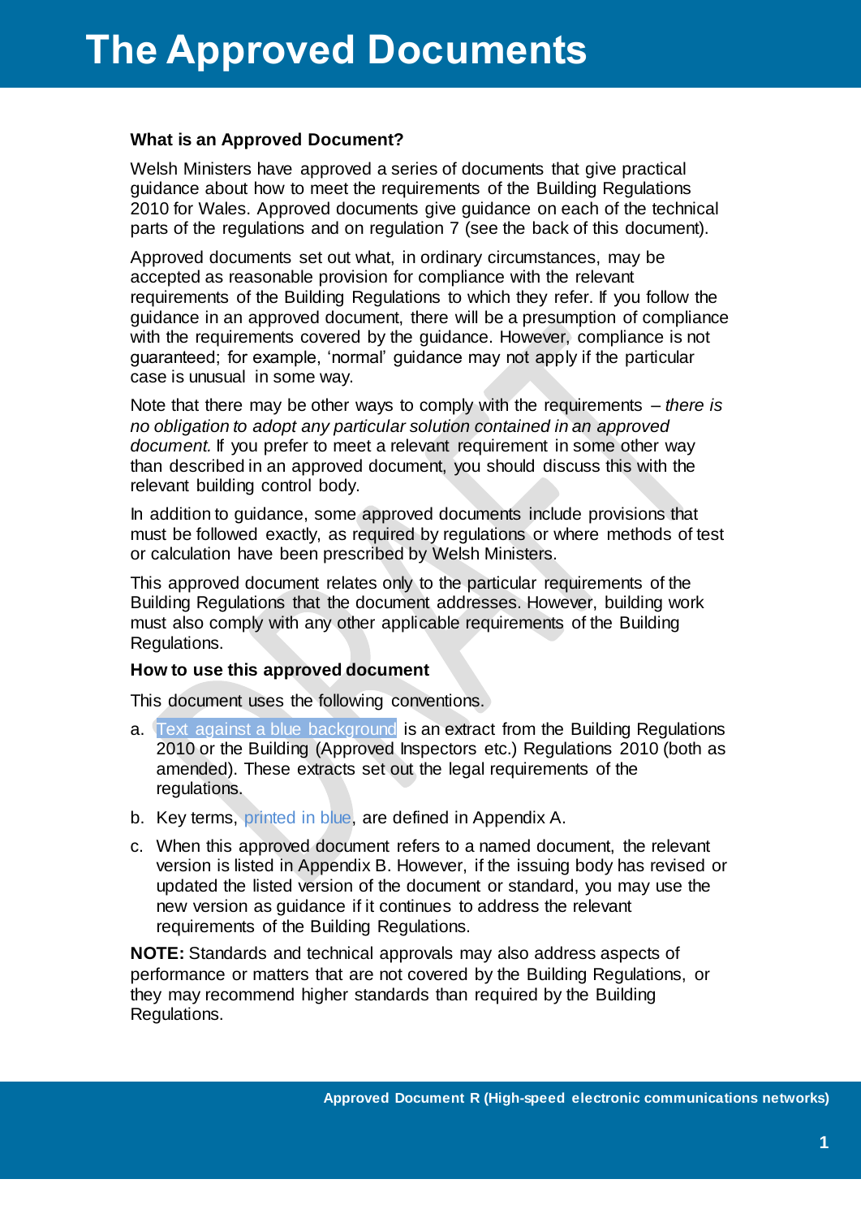# The Approved Documents

**What is an Approved Document?**

Welsh Ministers have approved a series of documents that give practical guidance about how to meet the requirements of the Building Regulations 2010 for Wales. Approved documents give guidance on each of the technical parts of the regulations and on regulation 7 (see the back of this document).

Approved documents set out what, in ordinary circumstances, may be accepted as reasonable provision for compliance with the relevant requirements of the Building Regulations to which they refer. If you follow the guidance in an approved document, there will be a presumption of compliance with the requirements covered by the guidance. However, compliance is not guaranteed; for example, 'normal' guidance may not apply if the particular case is unusual in some way.

Note that there may be other ways to comply with the requirements – *there is no obligation to adopt any particular solution contained in an approved document.* If you prefer to meet a relevant requirement in some other way than described in an approved document, you should discuss this with the relevant building control body.

In addition to guidance, some approved documents include provisions that must be followed exactly, as required by regulations or where methods of test or calculation have been prescribed by Welsh Ministers.

This approved document relates only to the particular requirements of the Building Regulations that the document addresses. However, building work must also comply with any other applicable requirements of the Building Regulations.

**How to use this approved document**

This document uses the following conventions.

a. Text against a blue background is an extract from the Building Regulations 2010 or the Building (Approved Inspectors etc.) Regulations 2010 (both as amended). These extracts set out the legal requirements of the regulations.

b. Key terms, printed in blue, are defined in Appendix A.

c. When this approved document refers to a named document, the relevant version is listed in Appendix B. However, if the issuing body has revised or updated the listed version of the document or standard, you may use the new version as guidance if it continues to address the relevant requirements of the Building Regulations.

**NOTE:** Standards and technical approvals may also address aspects of performance or matters that are not covered by the Building Regulations, or they may recommend higher standards than required by the Building Regulations.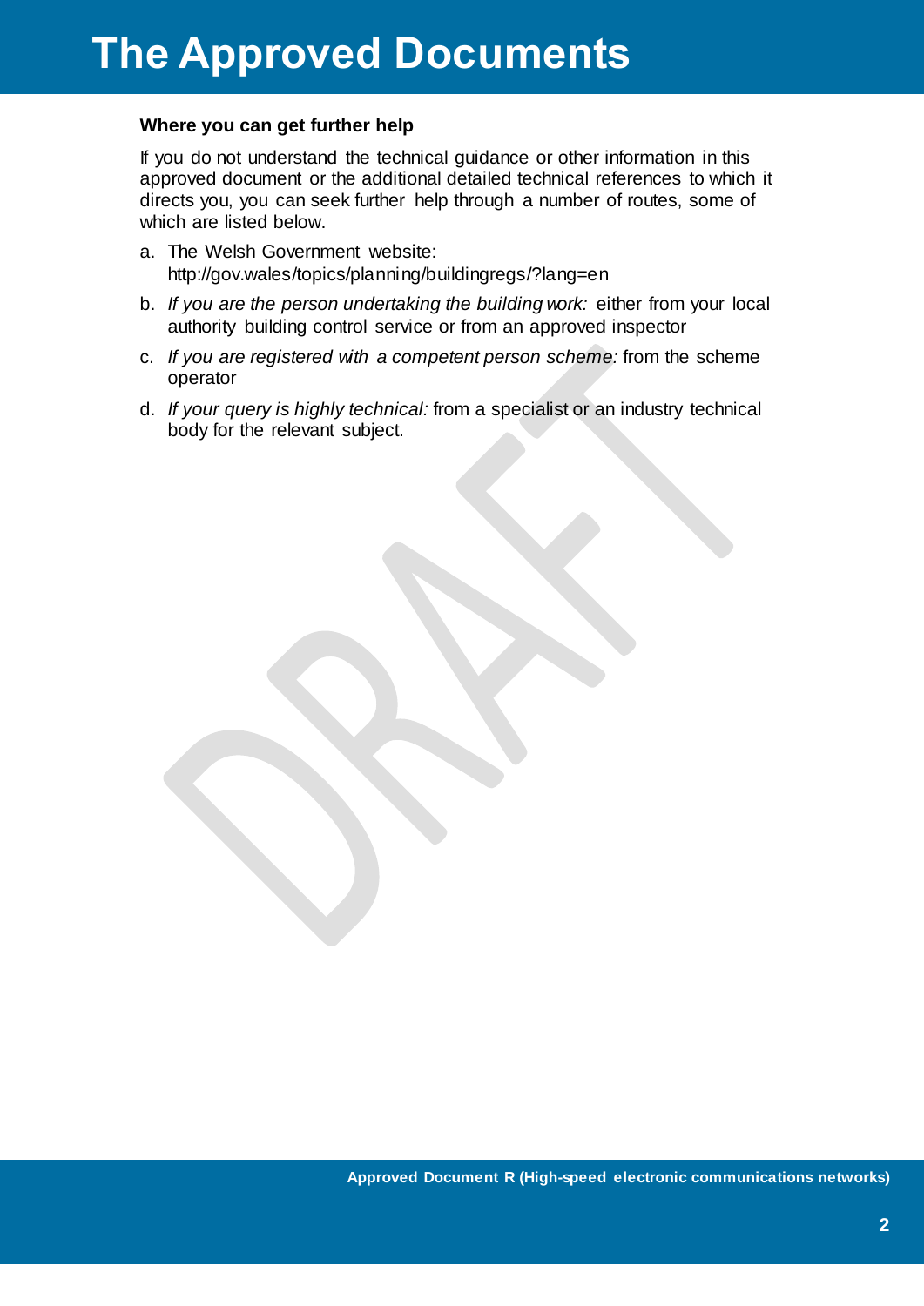# The Approved Documents

**Where you can get further help**

If you do not understand the technical guidance or other information in this approved document or the additional detailed technical references to which it directs you, you can seek further help through a number of routes, some of which are listed below.

a. The Welsh Government website: http://gov.wales/topics/planning/buildingregs/?lang=en

b. *If you are the person undertaking the building work:* either from your local authority building control service or from an approved inspector

c. *If you are registered with a competent person scheme:* from the scheme operator

d. *If your query is highly technical:* from a specialist or an industry technical body for the relevant subject.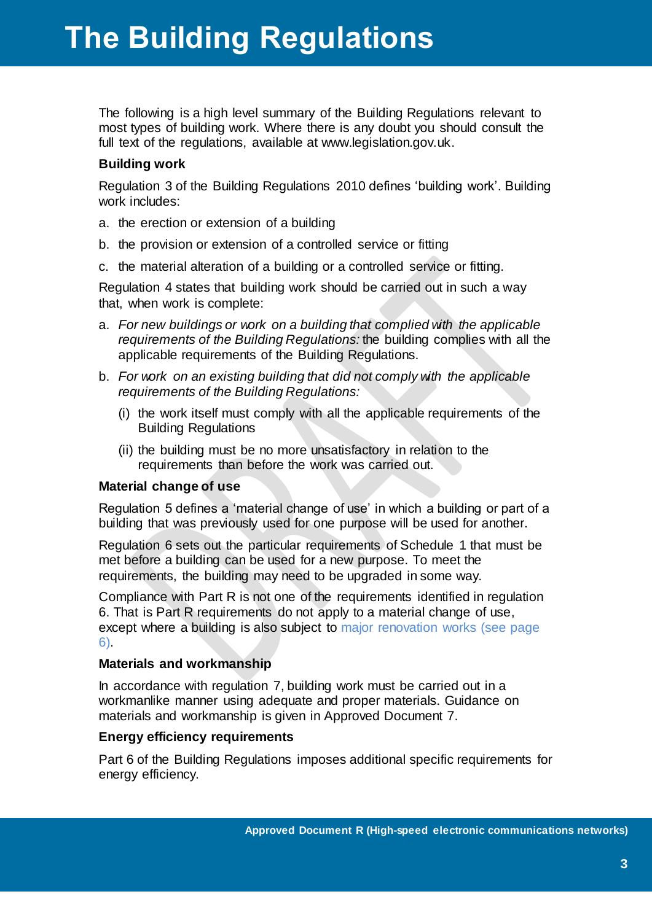# The Building Regulations

The following is a high level summary of the Building Regulations relevant to most types of building work. Where there is any doubt you should consult the full text of the regulations, available at www.legislation.gov.uk.

### Building work

Regulation 3 of the Building Regulations 2010 defines 'building work'. Building work includes:

a. the erection or extension of a building

b. the provision or extension of a controlled service or fitting

c. the material alteration of a building or a controlled service or fitting.

Regulation 4 states that building work should be carried out in such a way that, when work is complete:

a. *For new buildings or work on a building that complied with the applicable requirements of the Building Regulations:* the building complies with all the applicable requirements of the Building Regulations.

b. *For work on an existing building that did not comply with the applicable requirements of the Building Regulations:*

   (i) the work itself must comply with all the applicable requirements of the Building Regulations

   (ii) the building must be no more unsatisfactory in relation to the requirements than before the work was carried out.

### Material change of use

Regulation 5 defines a 'material change of use' in which a building or part of a building that was previously used for one purpose will be used for another.

Regulation 6 sets out the particular requirements of Schedule 1 that must be met before a building can be used for a new purpose. To meet the requirements, the building may need to be upgraded in some way.

Compliance with Part R is not one of the requirements identified in regulation 6. That is Part R requirements do not apply to a material change of use, except where a building is also subject to major renovation works (see page 6).

### Materials and workmanship

In accordance with regulation 7, building work must be carried out in a workmanlike manner using adequate and proper materials. Guidance on materials and workmanship is given in Approved Document 7.

### Energy efficiency requirements

Part 6 of the Building Regulations imposes additional specific requirements for energy efficiency.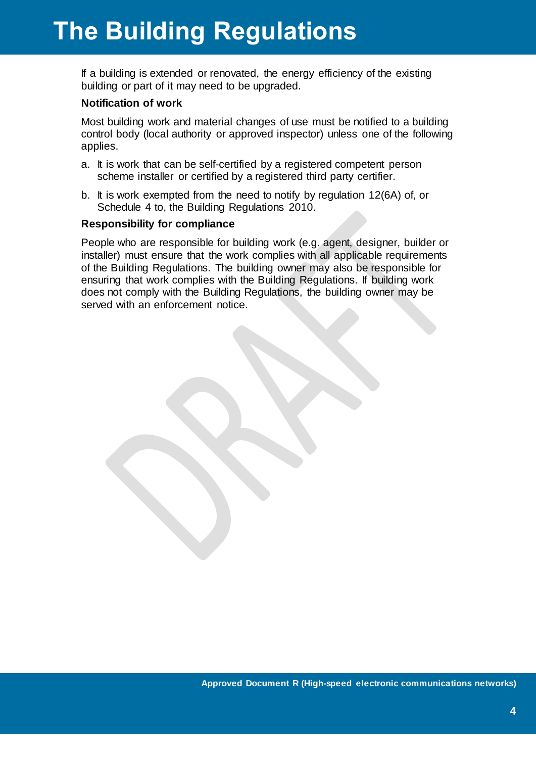If a building is extended or renovated, the energy efficiency of the existing building or part of it may need to be upgraded.

### Notification of work

Most building work and material changes of use must be notified to a building control body (local authority or approved inspector) unless one of the following applies.

a. It is work that can be self-certified by a registered competent person scheme installer or certified by a registered third party certifier.

b. It is work exempted from the need to notify by regulation 12(6A) of, or Schedule 4 to, the Building Regulations 2010.

### Responsibility for compliance

People who are responsible for building work (e.g. agent, designer, builder or installer) must ensure that the work complies with all applicable requirements of the Building Regulations. The building owner may also be responsible for ensuring that work complies with the Building Regulations. If building work does not comply with the Building Regulations, the building owner may be served with an enforcement notice.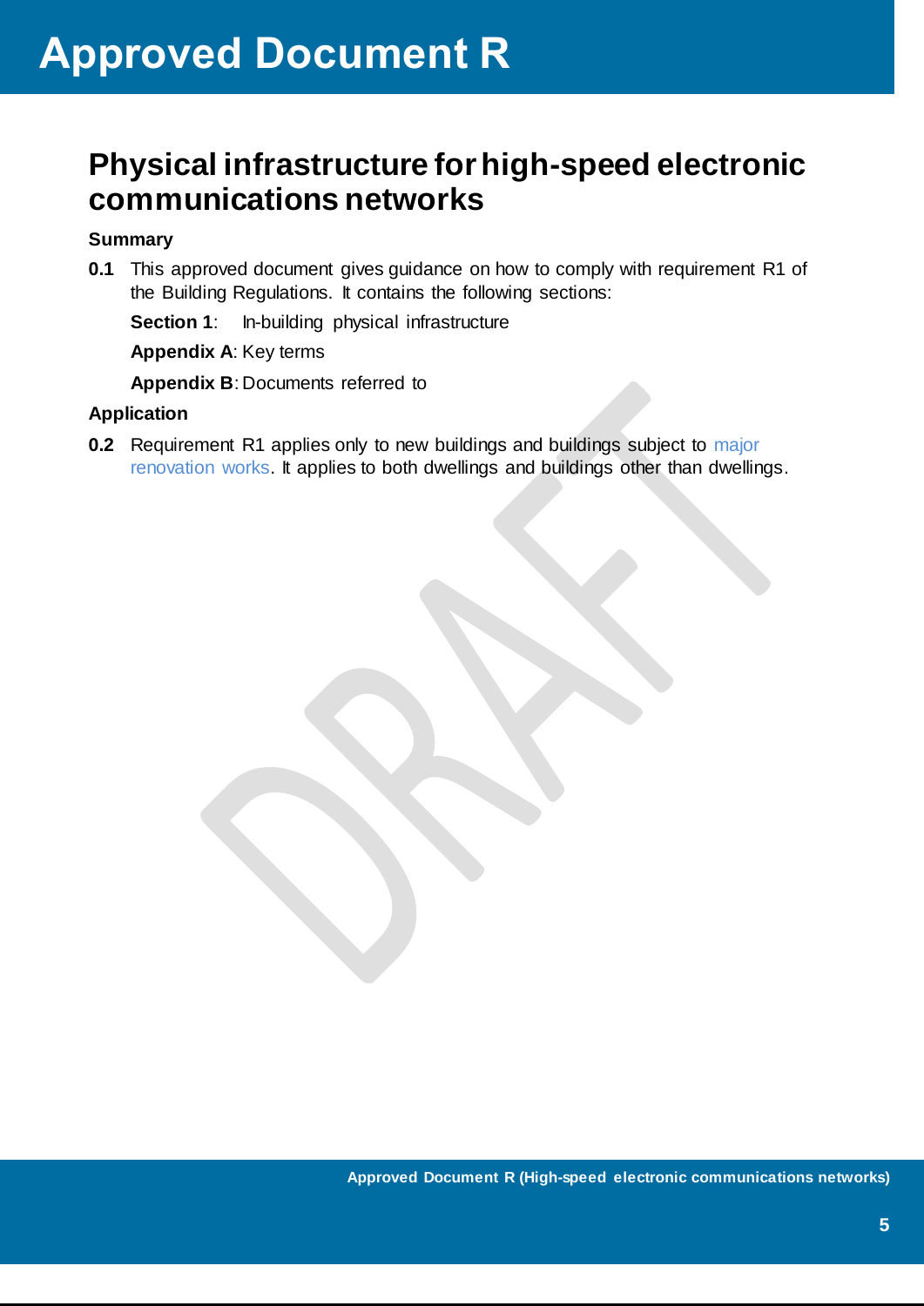# Approved Document R

## Physical infrastructure for high-speed electronic communications networks

### Summary

**0.1** This approved document gives guidance on how to comply with requirement R1 of the Building Regulations. It contains the following sections:

**Section 1**: In-building physical infrastructure

**Appendix A**: Key terms

**Appendix B**: Documents referred to

### Application

**0.2** Requirement R1 applies only to new buildings and buildings subject to major renovation works. It applies to both dwellings and buildings other than dwellings.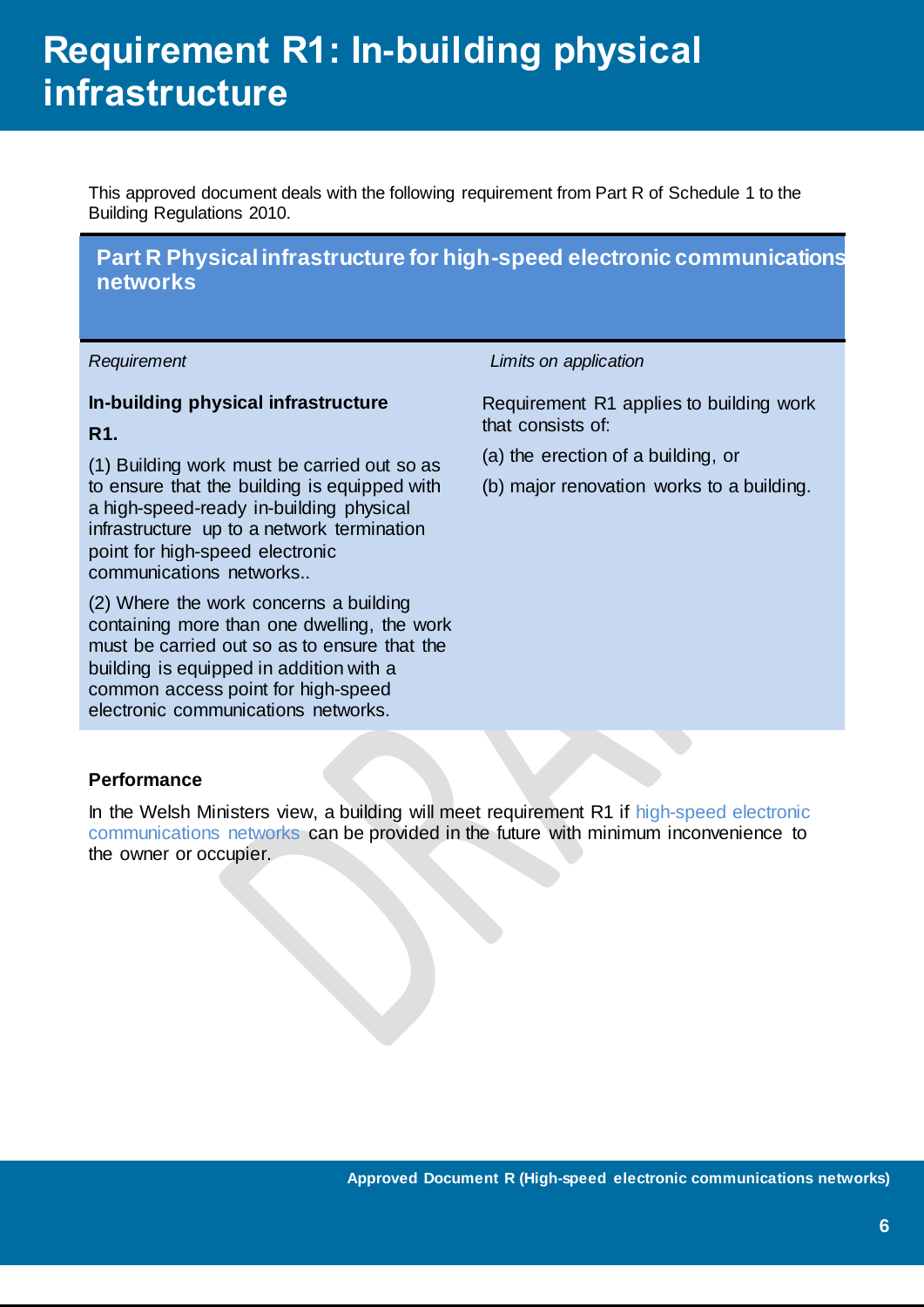# Requirement R1: In-building physical infrastructure

This approved document deals with the following requirement from Part R of Schedule 1 to the Building Regulations 2010.

## Part R Physical infrastructure for high-speed electronic communications networks

| *Requirement* | *Limits on application* |
|---|---|
| **In-building physical infrastructure**<br><br>**R1.**<br><br>(1) Building work must be carried out so as to ensure that the building is equipped with a high-speed-ready in-building physical infrastructure up to a network termination point for high-speed electronic communications networks..<br><br>(2) Where the work concerns a building containing more than one dwelling, the work must be carried out so as to ensure that the building is equipped in addition with a common access point for high-speed electronic communications networks. | Requirement R1 applies to building work that consists of:<br><br>(a) the erection of a building, or<br><br>(b) major renovation works to a building. |

### Performance

In the Welsh Ministers view, a building will meet requirement R1 if high-speed electronic communications networks can be provided in the future with minimum inconvenience to the owner or occupier.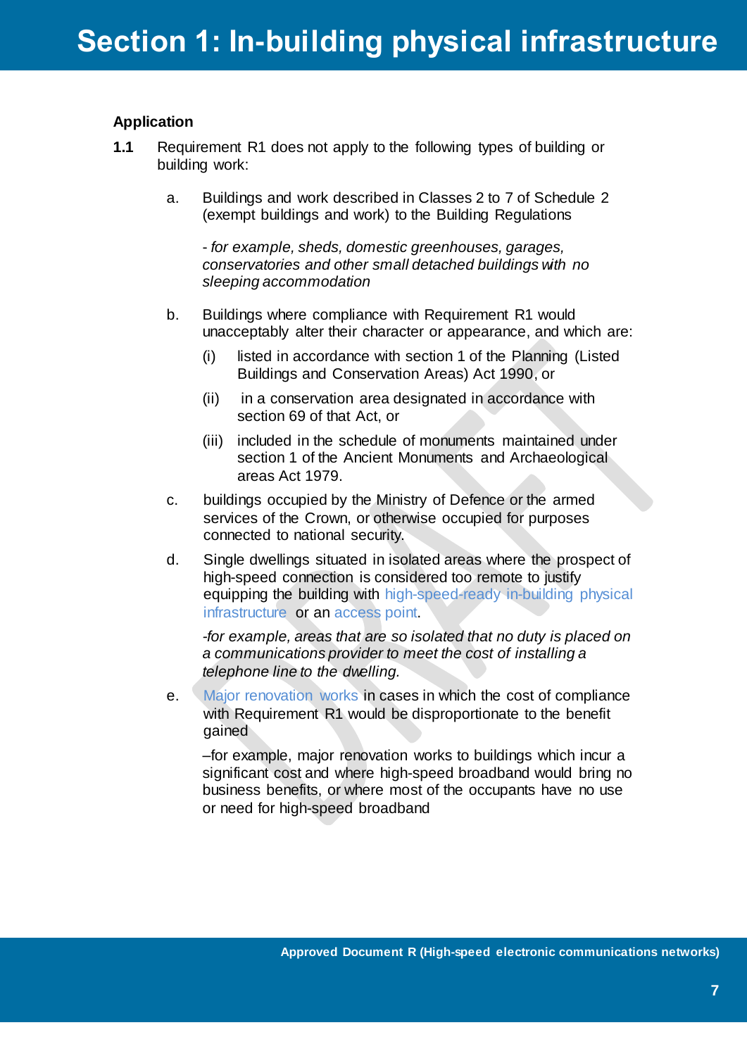# Section 1: In-building physical infrastructure

### Application

**1.1** Requirement R1 does not apply to the following types of building or building work:

a. Buildings and work described in Classes 2 to 7 of Schedule 2 (exempt buildings and work) to the Building Regulations

*- for example, sheds, domestic greenhouses, garages, conservatories and other small detached buildings with no sleeping accommodation*

b. Buildings where compliance with Requirement R1 would unacceptably alter their character or appearance, and which are:

(i) listed in accordance with section 1 of the Planning (Listed Buildings and Conservation Areas) Act 1990, or

(ii) in a conservation area designated in accordance with section 69 of that Act, or

(iii) included in the schedule of monuments maintained under section 1 of the Ancient Monuments and Archaeological areas Act 1979.

c. buildings occupied by the Ministry of Defence or the armed services of the Crown, or otherwise occupied for purposes connected to national security.

d. Single dwellings situated in isolated areas where the prospect of high-speed connection is considered too remote to justify equipping the building with high-speed-ready in-building physical infrastructure or an access point.

*-for example, areas that are so isolated that no duty is placed on a communications provider to meet the cost of installing a telephone line to the dwelling.*

e. Major renovation works in cases in which the cost of compliance with Requirement R1 would be disproportionate to the benefit gained

–for example, major renovation works to buildings which incur a significant cost and where high-speed broadband would bring no business benefits, or where most of the occupants have no use or need for high-speed broadband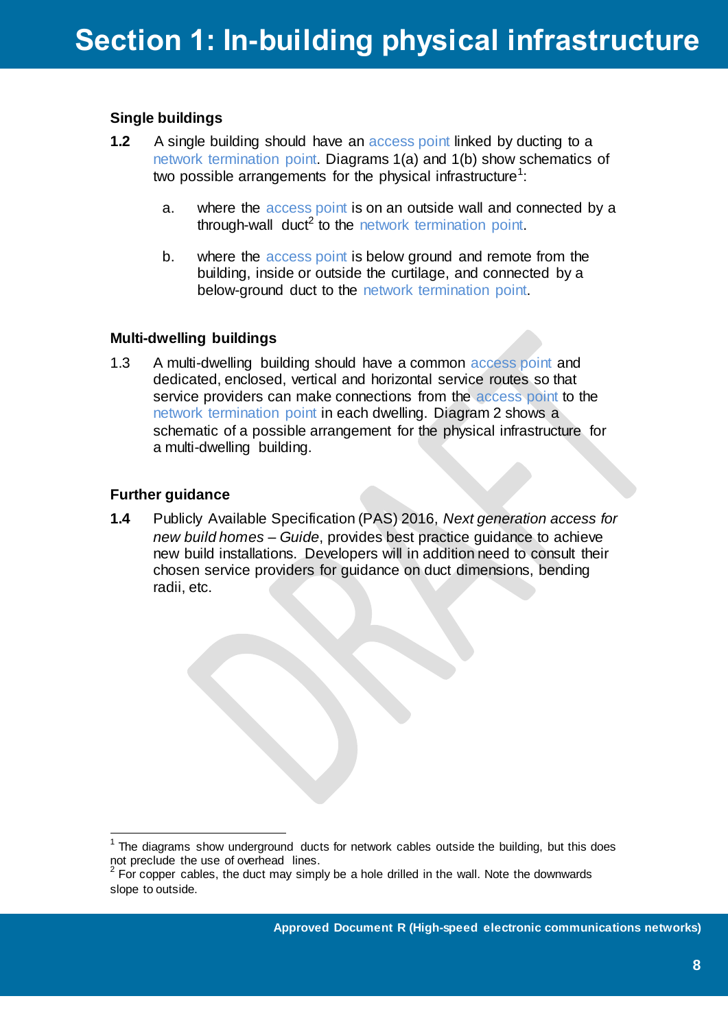# Section 1: In-building physical infrastructure

### Single buildings

**1.2** A single building should have an access point linked by ducting to a network termination point. Diagrams 1(a) and 1(b) show schematics of two possible arrangements for the physical infrastructure[1]:

a. where the access point is on an outside wall and connected by a through-wall duct[2] to the network termination point.

b. where the access point is below ground and remote from the building, inside or outside the curtilage, and connected by a below-ground duct to the network termination point.

### Multi-dwelling buildings

1.3 A multi-dwelling building should have a common access point and dedicated, enclosed, vertical and horizontal service routes so that service providers can make connections from the access point to the network termination point in each dwelling. Diagram 2 shows a schematic of a possible arrangement for the physical infrastructure for a multi-dwelling building.

### Further guidance

**1.4** Publicly Available Specification (PAS) 2016, *Next generation access for new build homes – Guide*, provides best practice guidance to achieve new build installations. Developers will in addition need to consult their chosen service providers for guidance on duct dimensions, bending radii, etc.

---

[1] The diagrams show underground ducts for network cables outside the building, but this does not preclude the use of overhead lines.

[2] For copper cables, the duct may simply be a hole drilled in the wall. Note the downwards slope to outside.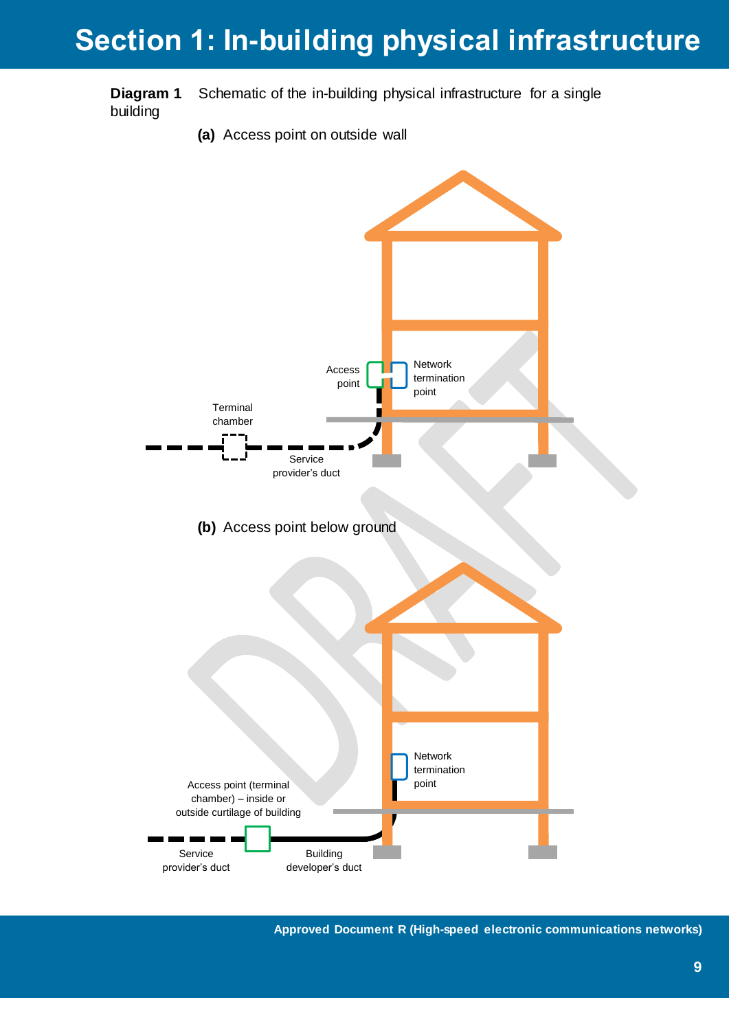# Section 1: In-building physical infrastructure

**Diagram 1** Schematic of the in-building physical infrastructure for a single building

**(a)** Access point on outside wall

Access point

Network termination point

Terminal chamber

Service provider's duct

**(b)** Access point below ground

Network termination point

Access point (terminal chamber) – inside or outside curtilage of building

Service provider's duct

Building developer's duct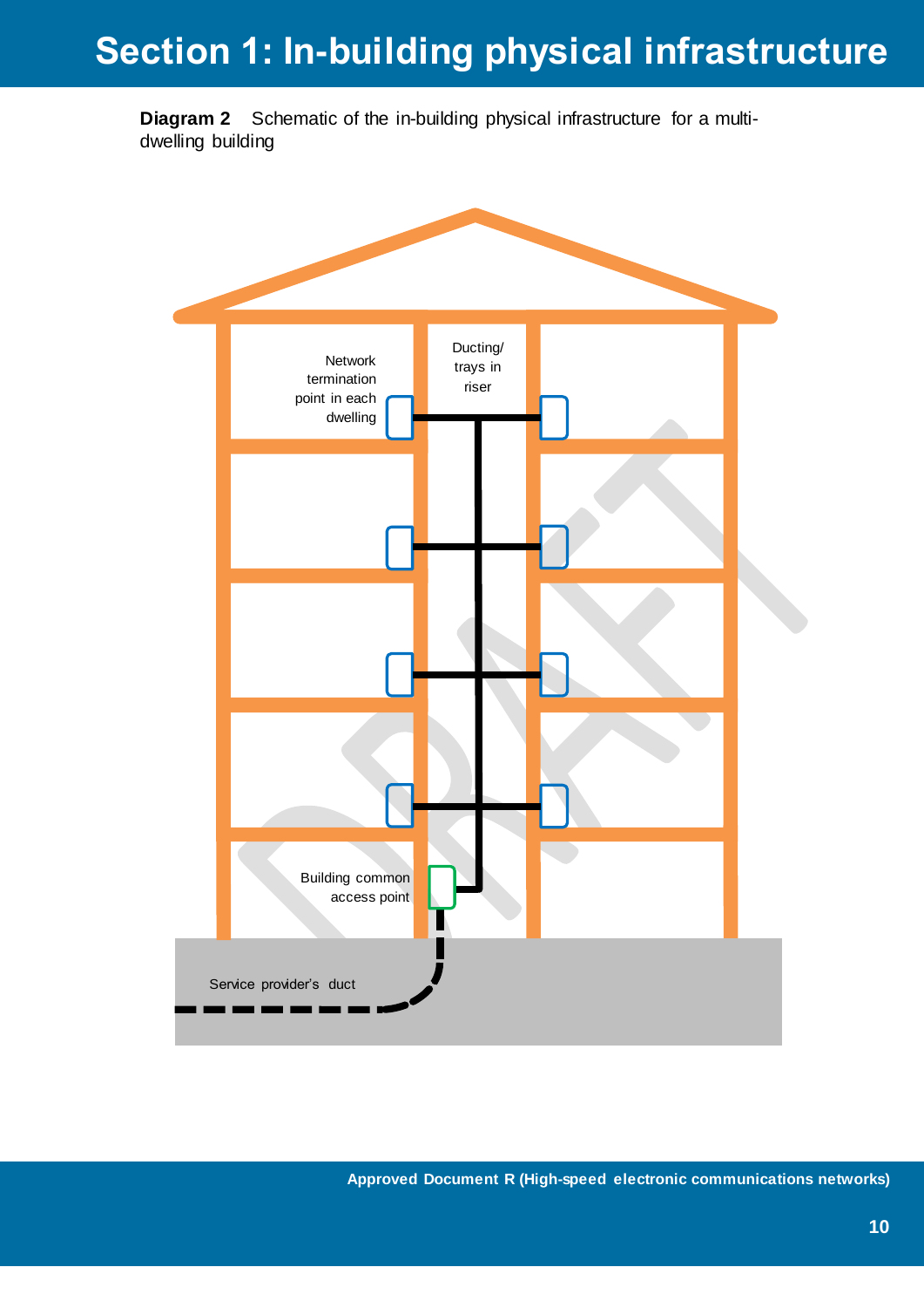# Section 1: In-building physical infrastructure

**Diagram 2** Schematic of the in-building physical infrastructure for a multi-dwelling building

Network termination point in each dwelling

Ducting/ trays in riser

Building common access point

Service provider's duct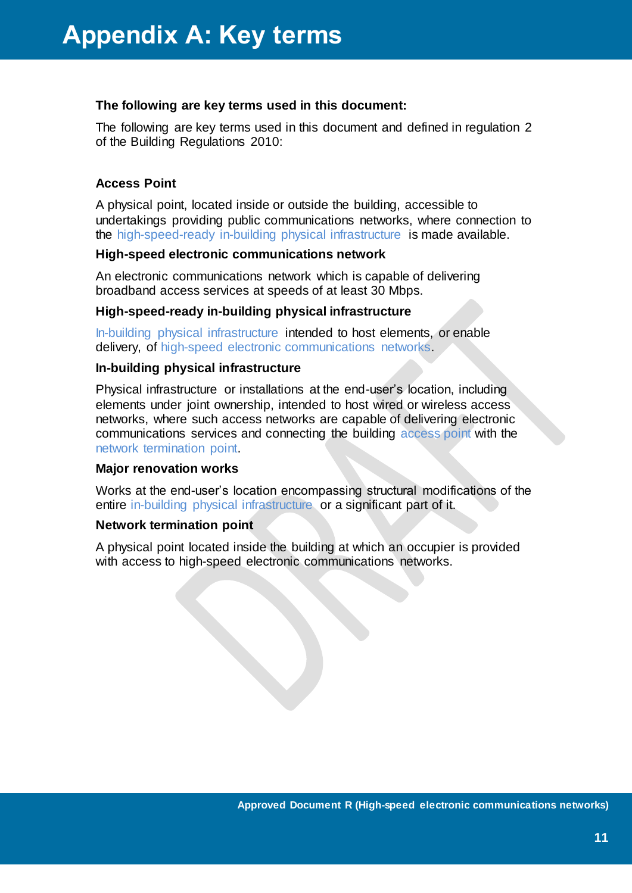# Appendix A: Key terms

**The following are key terms used in this document:**

The following are key terms used in this document and defined in regulation 2 of the Building Regulations 2010:

**Access Point**

A physical point, located inside or outside the building, accessible to undertakings providing public communications networks, where connection to the high-speed-ready in-building physical infrastructure is made available.

**High-speed electronic communications network**

An electronic communications network which is capable of delivering broadband access services at speeds of at least 30 Mbps.

**High-speed-ready in-building physical infrastructure**

In-building physical infrastructure intended to host elements, or enable delivery, of high-speed electronic communications networks.

**In-building physical infrastructure**

Physical infrastructure or installations at the end-user's location, including elements under joint ownership, intended to host wired or wireless access networks, where such access networks are capable of delivering electronic communications services and connecting the building access point with the network termination point.

**Major renovation works**

Works at the end-user's location encompassing structural modifications of the entire in-building physical infrastructure or a significant part of it.

**Network termination point**

A physical point located inside the building at which an occupier is provided with access to high-speed electronic communications networks.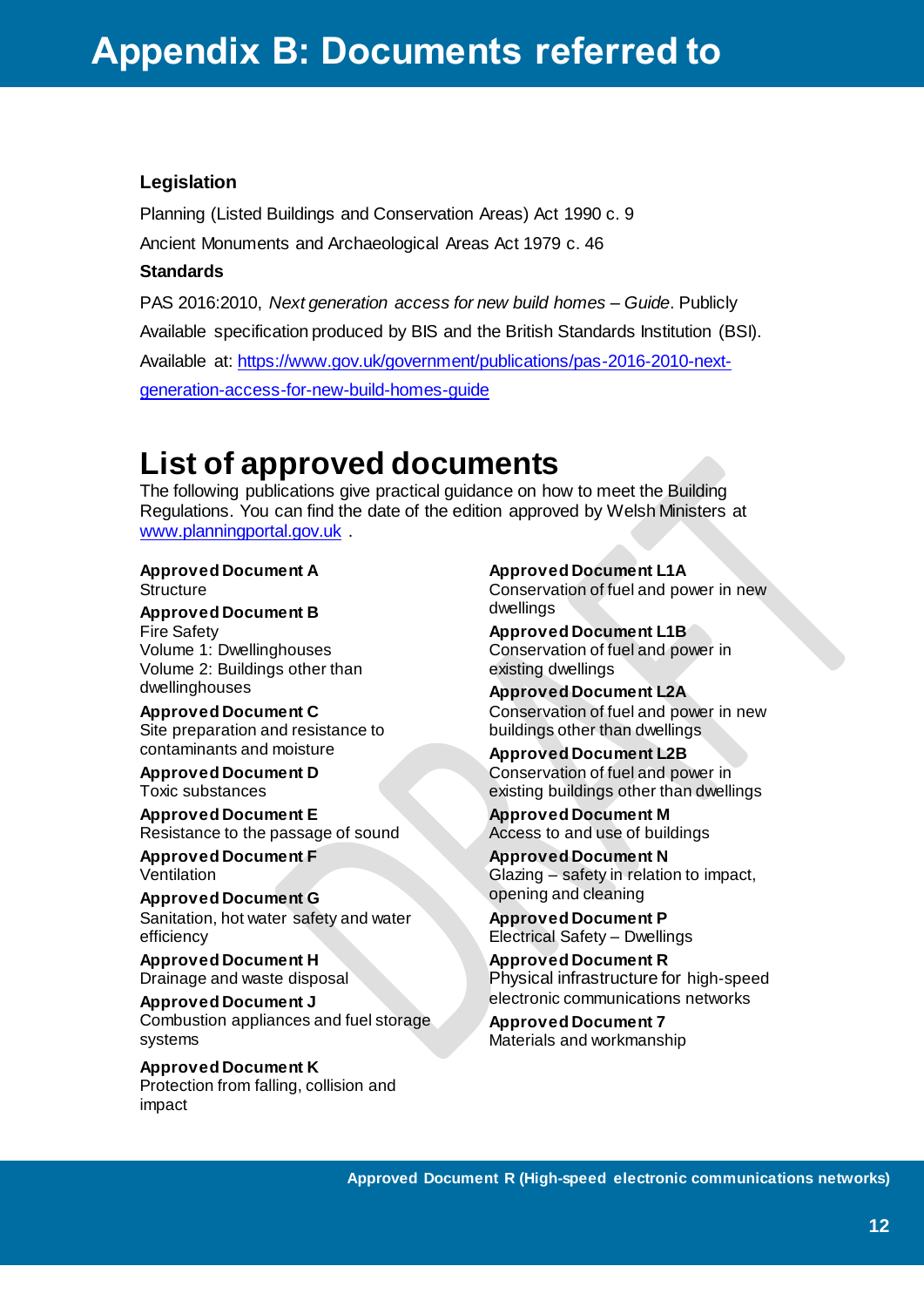# Appendix B: Documents referred to

### Legislation

Planning (Listed Buildings and Conservation Areas) Act 1990 c. 9

Ancient Monuments and Archaeological Areas Act 1979 c. 46

### Standards

PAS 2016:2010, *Next generation access for new build homes – Guide*. Publicly Available specification produced by BIS and the British Standards Institution (BSI). Available at: https://www.gov.uk/government/publications/pas-2016-2010-next-generation-access-for-new-build-homes-guide

## List of approved documents

The following publications give practical guidance on how to meet the Building Regulations. You can find the date of the edition approved by Welsh Ministers at www.planningportal.gov.uk .

**Approved Document A**
Structure

**Approved Document B**
Fire Safety
Volume 1: Dwellinghouses
Volume 2: Buildings other than dwellinghouses

**Approved Document C**
Site preparation and resistance to contaminants and moisture

**Approved Document D**
Toxic substances

**Approved Document E**
Resistance to the passage of sound

**Approved Document F**
Ventilation

**Approved Document G**
Sanitation, hot water safety and water efficiency

**Approved Document H**
Drainage and waste disposal

**Approved Document J**
Combustion appliances and fuel storage systems

**Approved Document K**
Protection from falling, collision and impact

**Approved Document L1A**
Conservation of fuel and power in new dwellings

**Approved Document L1B**
Conservation of fuel and power in existing dwellings

**Approved Document L2A**
Conservation of fuel and power in new buildings other than dwellings

**Approved Document L2B**
Conservation of fuel and power in existing buildings other than dwellings

**Approved Document M**
Access to and use of buildings

**Approved Document N**
Glazing – safety in relation to impact, opening and cleaning

**Approved Document P**
Electrical Safety – Dwellings

**Approved Document R**
Physical infrastructure for high-speed electronic communications networks

**Approved Document 7**
Materials and workmanship